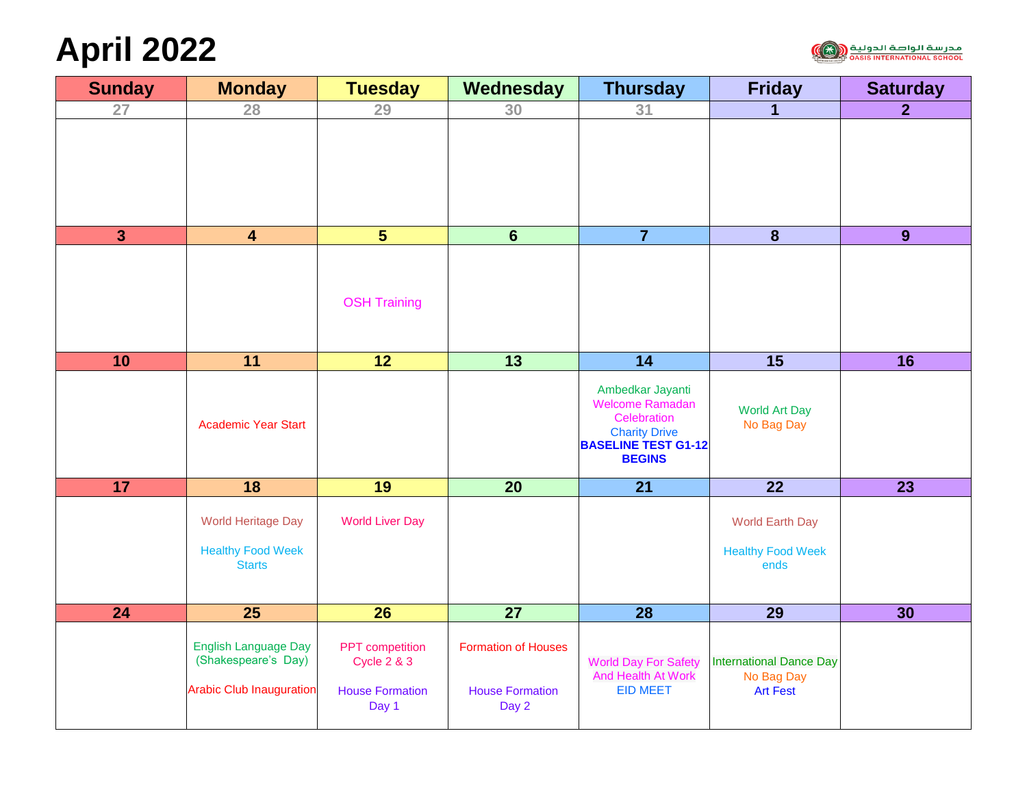# April 2022

مدرسة الواحة الدولية
OASIS INTERNATIONAL SCHOOL

| Sunday | Monday | Tuesday | Wednesday | Thursday | Friday | Saturday |
|---|---|---|---|---|---|---|
| 27 | 28 | 29 | 30 | 31 | 1 | 2 |
| | | | | | | |
| 3 | 4 | 5 | 6 | 7 | 8 | 9 |
| | | OSH Training | | | | |
| 10 | 11 | 12 | 13 | 14 | 15 | 16 |
| | Academic Year Start | | | Ambedkar Jayanti<br>Welcome Ramadan Celebration<br>Charity Drive<br>**BASELINE TEST G1-12 BEGINS** | World Art Day<br>No Bag Day | |
| 17 | 18 | 19 | 20 | 21 | 22 | 23 |
| | World Heritage Day<br>Healthy Food Week Starts | World Liver Day | | | World Earth Day<br>Healthy Food Week ends | |
| 24 | 25 | 26 | 27 | 28 | 29 | 30 |
| | English Language Day (Shakespeare's Day)<br>Arabic Club Inauguration | PPT competition Cycle 2 & 3<br>House Formation Day 1 | Formation of Houses<br>House Formation Day 2 | World Day For Safety And Health At Work<br>EID MEET | International Dance Day<br>No Bag Day<br>Art Fest | |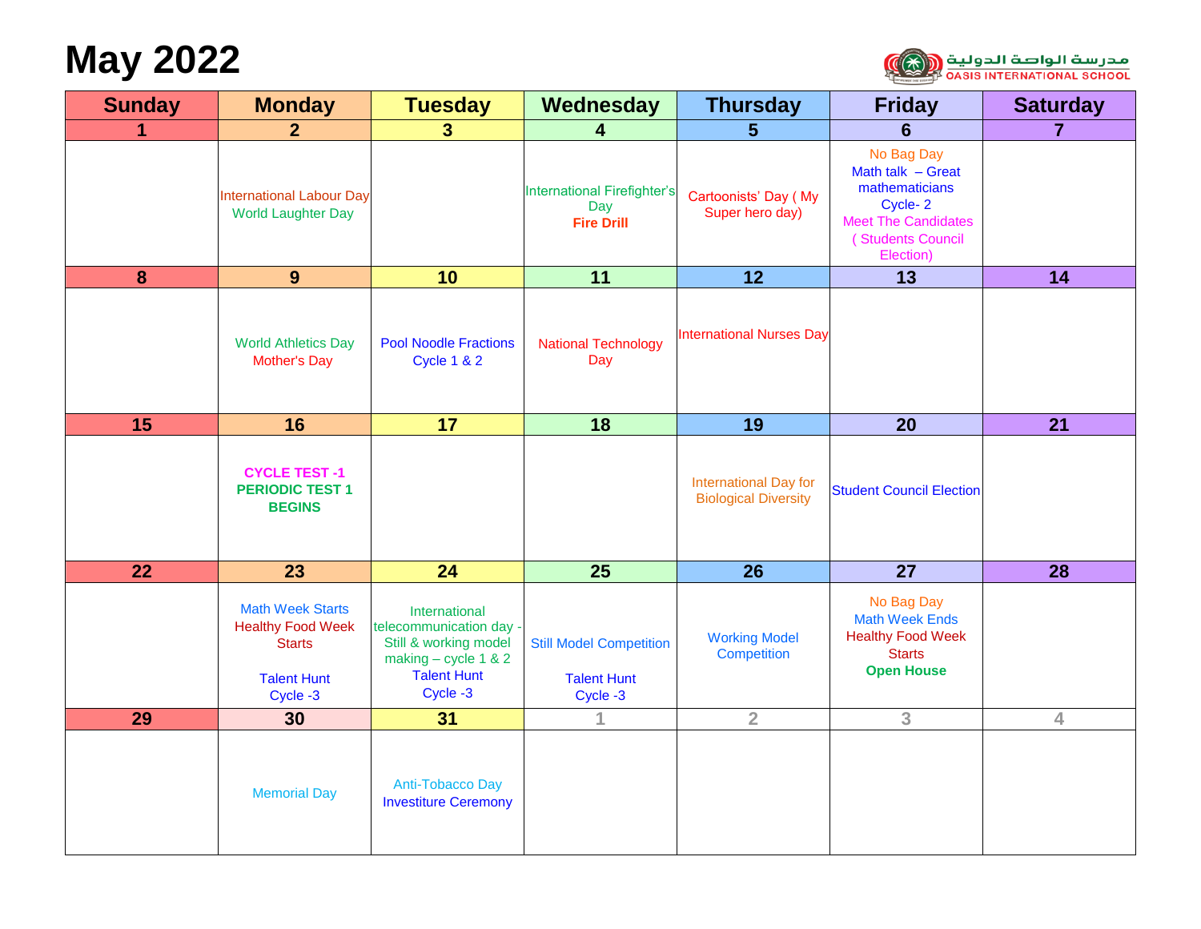# May 2022

مدرسة الواحة الدولية
OASIS INTERNATIONAL SCHOOL

| Sunday | Monday | Tuesday | Wednesday | Thursday | Friday | Saturday |
|---|---|---|---|---|---|---|
| 1 | 2 | 3 | 4 | 5 | 6 | 7 |
| | International Labour Day World Laughter Day | | International Firefighter's Day **Fire Drill** | Cartoonists' Day ( My Super hero day) | No Bag Day Math talk – Great mathematicians Cycle- 2 Meet The Candidates ( Students Council Election) | |
| 8 | 9 | 10 | 11 | 12 | 13 | 14 |
| | World Athletics Day Mother's Day | Pool Noodle Fractions Cycle 1 & 2 | National Technology Day | International Nurses Day | | |
| 15 | 16 | 17 | 18 | 19 | 20 | 21 |
| | **CYCLE TEST -1 PERIODIC TEST 1 BEGINS** | | | International Day for Biological Diversity | Student Council Election | |
| 22 | 23 | 24 | 25 | 26 | 27 | 28 |
| | Math Week Starts Healthy Food Week Starts Talent Hunt Cycle -3 | International telecommunication day - Still & working model making – cycle 1 & 2 Talent Hunt Cycle -3 | Still Model Competition Talent Hunt Cycle -3 | Working Model Competition | No Bag Day Math Week Ends Healthy Food Week Starts **Open House** | |
| 29 | 30 | 31 | 1 | 2 | 3 | 4 |
| | Memorial Day | Anti-Tobacco Day Investiture Ceremony | | | | |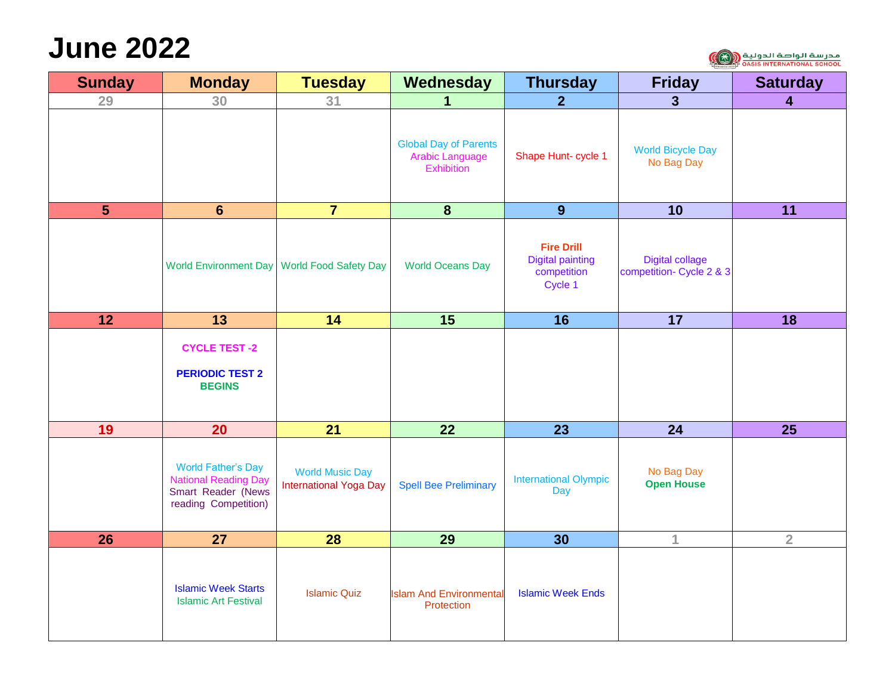# June 2022

مدرسة الواحة الدولية
OASIS INTERNATIONAL SCHOOL

| Sunday | Monday | Tuesday | Wednesday | Thursday | Friday | Saturday |
|---|---|---|---|---|---|---|
| 29 | 30 | 31 | 1 | 2 | 3 | 4 |
| | | | Global Day of Parents<br>Arabic Language Exhibition | Shape Hunt- cycle 1 | World Bicycle Day<br>No Bag Day | |
| 5 | 6 | 7 | 8 | 9 | 10 | 11 |
| | World Environment Day | World Food Safety Day | World Oceans Day | **Fire Drill**<br>Digital painting competition Cycle 1 | Digital collage competition- Cycle 2 & 3 | |
| 12 | 13 | 14 | 15 | 16 | 17 | 18 |
| | **CYCLE TEST -2**<br>**PERIODIC TEST 2 BEGINS** | | | | | |
| 19 | 20 | 21 | 22 | 23 | 24 | 25 |
| | World Father's Day<br>National Reading Day<br>Smart Reader (News reading Competition) | World Music Day<br>International Yoga Day | Spell Bee Preliminary | International Olympic Day | No Bag Day<br>**Open House** | |
| 26 | 27 | 28 | 29 | 30 | 1 | 2 |
| | Islamic Week Starts<br>Islamic Art Festival | Islamic Quiz | Islam And Environmental Protection | Islamic Week Ends | | |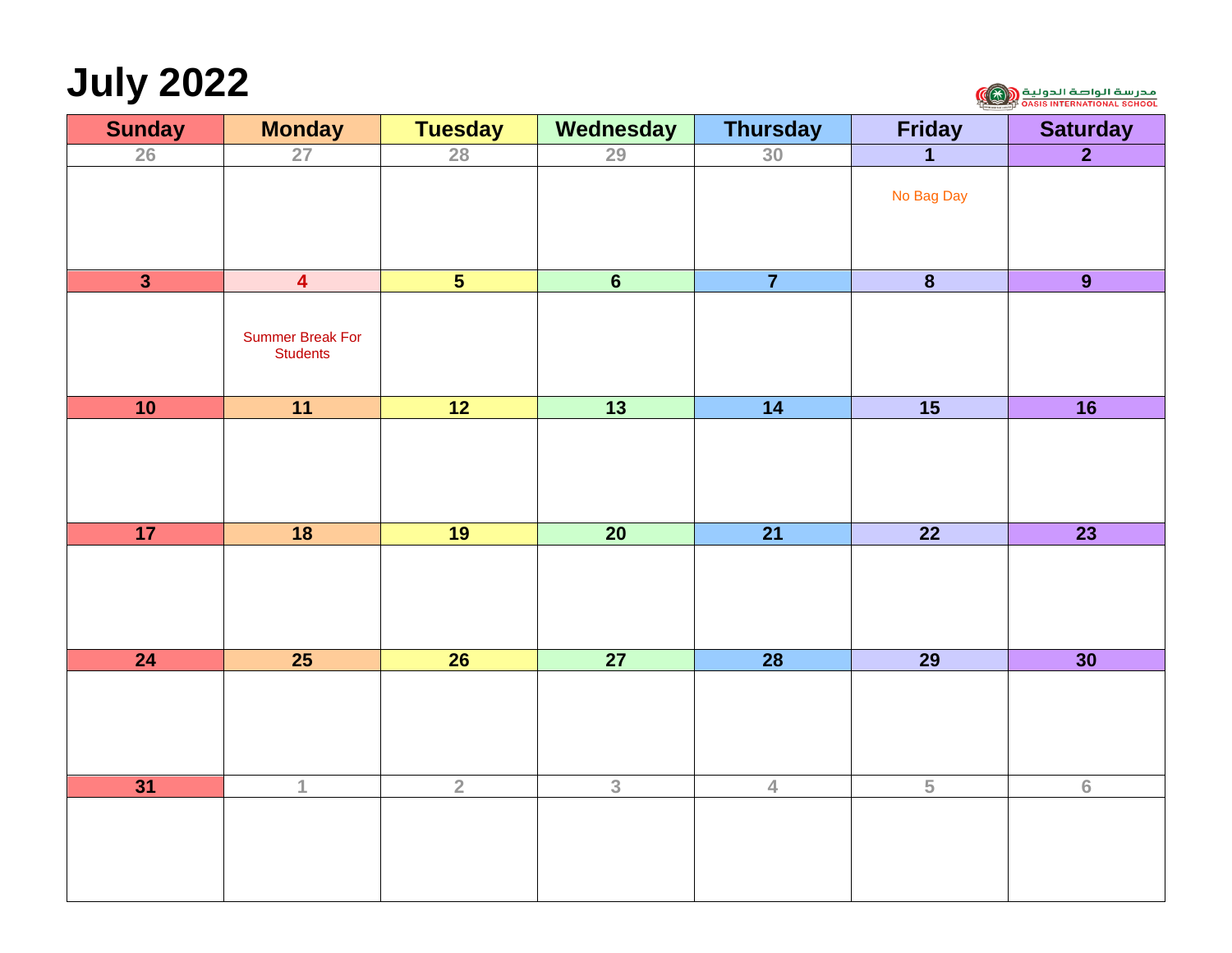# July 2022

مدرسة الواحة الدولية
OASIS INTERNATIONAL SCHOOL

| Sunday | Monday | Tuesday | Wednesday | Thursday | Friday | Saturday |
|---|---|---|---|---|---|---|
| 26 | 27 | 28 | 29 | 30 | 1<br>No Bag Day | 2 |
| 3 | 4<br>Summer Break For Students | 5 | 6 | 7 | 8 | 9 |
| 10 | 11 | 12 | 13 | 14 | 15 | 16 |
| 17 | 18 | 19 | 20 | 21 | 22 | 23 |
| 24 | 25 | 26 | 27 | 28 | 29 | 30 |
| 31 | 1 | 2 | 3 | 4 | 5 | 6 |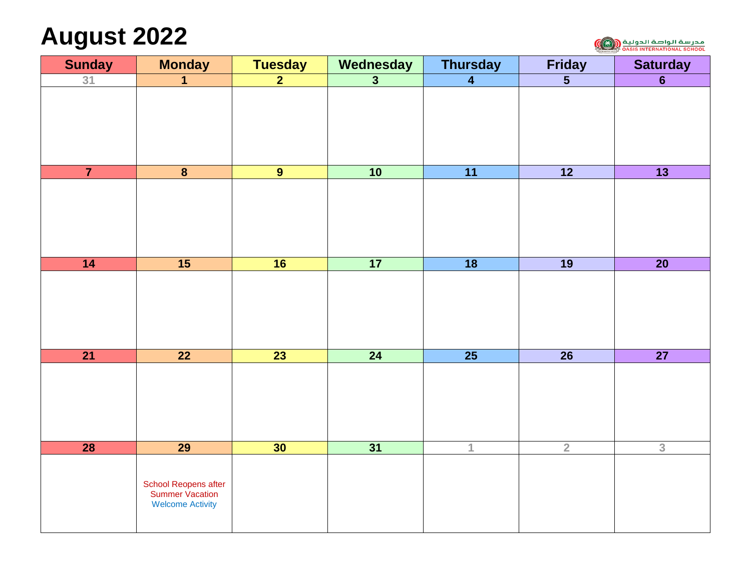# August 2022

مدرسة الواحة الدولية
OASIS INTERNATIONAL SCHOOL

| Sunday | Monday | Tuesday | Wednesday | Thursday | Friday | Saturday |
|---|---|---|---|---|---|---|
| 31 | 1 | 2 | 3 | 4 | 5 | 6 |
| 7 | 8 | 9 | 10 | 11 | 12 | 13 |
| 14 | 15 | 16 | 17 | 18 | 19 | 20 |
| 21 | 22 | 23 | 24 | 25 | 26 | 27 |
| 28 | 29<br>School Reopens after Summer Vacation<br>Welcome Activity | 30 | 31 | 1 | 2 | 3 |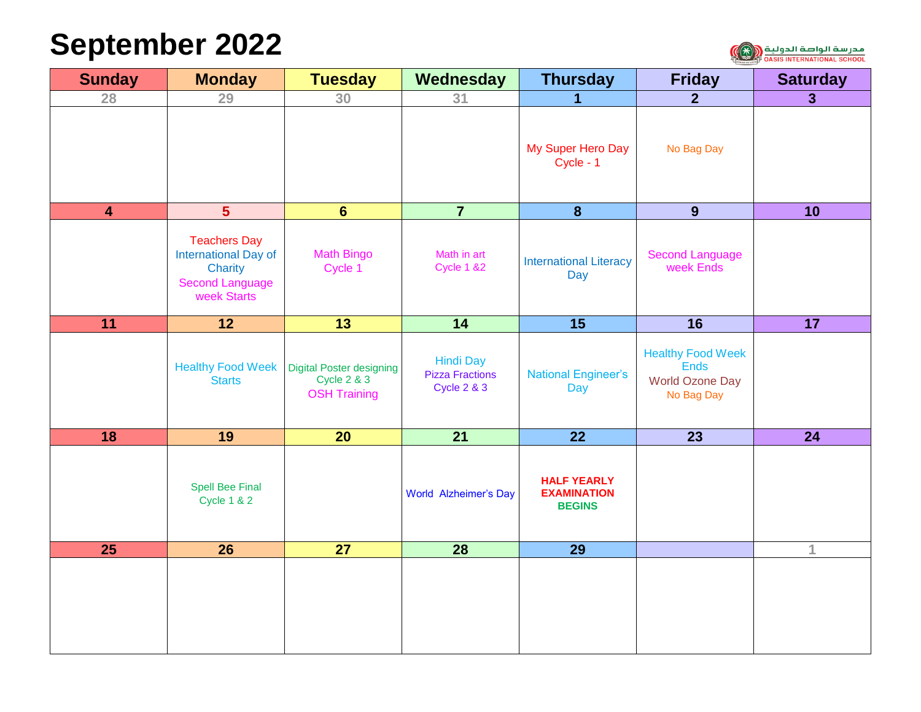# September 2022

مدرسة الواحة الدولية
OASIS INTERNATIONAL SCHOOL

| Sunday | Monday | Tuesday | Wednesday | Thursday | Friday | Saturday |
|---|---|---|---|---|---|---|
| 28 | 29 | 30 | 31 | 1 | 2 | 3 |
| | | | | My Super Hero Day Cycle - 1 | No Bag Day | |
| 4 | 5 | 6 | 7 | 8 | 9 | 10 |
| | Teachers Day<br>International Day of Charity<br>Second Language week Starts | Math Bingo Cycle 1 | Math in art Cycle 1 &2 | International Literacy Day | Second Language week Ends | |
| 11 | 12 | 13 | 14 | 15 | 16 | 17 |
| | Healthy Food Week Starts | Digital Poster designing Cycle 2 & 3<br>OSH Training | Hindi Day<br>Pizza Fractions Cycle 2 & 3 | National Engineer's Day | Healthy Food Week Ends<br>World Ozone Day<br>No Bag Day | |
| 18 | 19 | 20 | 21 | 22 | 23 | 24 |
| | Spell Bee Final Cycle 1 & 2 | | World Alzheimer's Day | **HALF YEARLY EXAMINATION BEGINS** | | |
| 25 | 26 | 27 | 28 | 29 | | 1 |
| | | | | | | |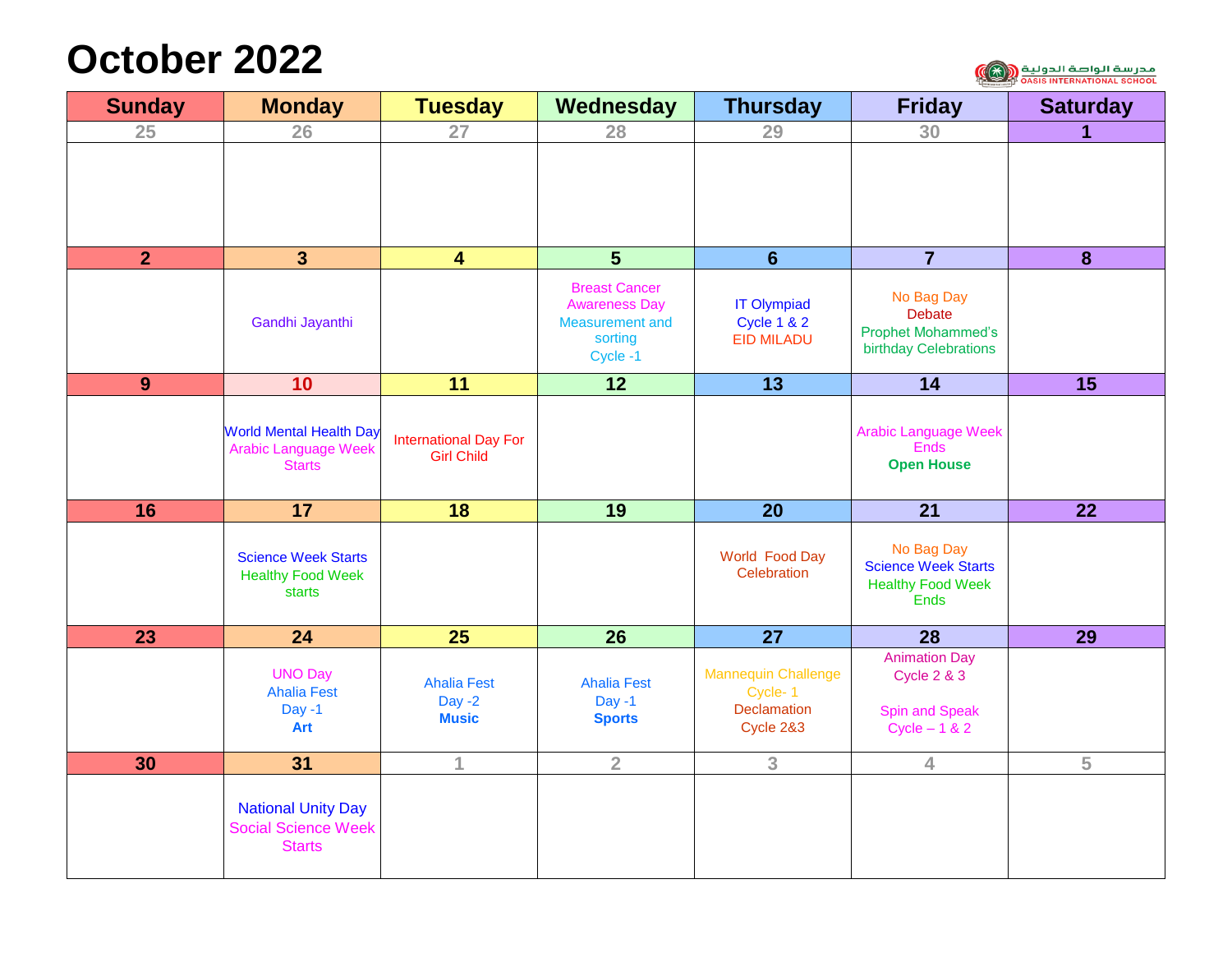# October 2022

مدرسة الواحة الدولية
OASIS INTERNATIONAL SCHOOL

| Sunday | Monday | Tuesday | Wednesday | Thursday | Friday | Saturday |
|---|---|---|---|---|---|---|
| 25 | 26 | 27 | 28 | 29 | 30 | 1 |
| | | | | | | |
| 2 | 3 | 4 | 5 | 6 | 7 | 8 |
| | Gandhi Jayanthi | | Breast Cancer Awareness Day<br>Measurement and sorting<br>Cycle -1 | IT Olympiad<br>Cycle 1 & 2<br>EID MILADU | No Bag Day<br>Debate<br>Prophet Mohammed's birthday Celebrations | |
| 9 | 10 | 11 | 12 | 13 | 14 | 15 |
| | World Mental Health Day<br>Arabic Language Week Starts | International Day For Girl Child | | | Arabic Language Week Ends<br>**Open House** | |
| 16 | 17 | 18 | 19 | 20 | 21 | 22 |
| | Science Week Starts<br>Healthy Food Week starts | | | World Food Day Celebration | No Bag Day<br>Science Week Starts<br>Healthy Food Week Ends | |
| 23 | 24 | 25 | 26 | 27 | 28 | 29 |
| | UNO Day<br>Ahalia Fest<br>Day -1<br>**Art** | Ahalia Fest<br>Day -2<br>**Music** | Ahalia Fest<br>Day -1<br>**Sports** | Mannequin Challenge<br>Cycle- 1<br>Declamation<br>Cycle 2&3 | Animation Day<br>Cycle 2 & 3<br><br>Spin and Speak<br>Cycle – 1 & 2 | |
| 30 | 31 | 1 | 2 | 3 | 4 | 5 |
| | National Unity Day<br>Social Science Week Starts | | | | | |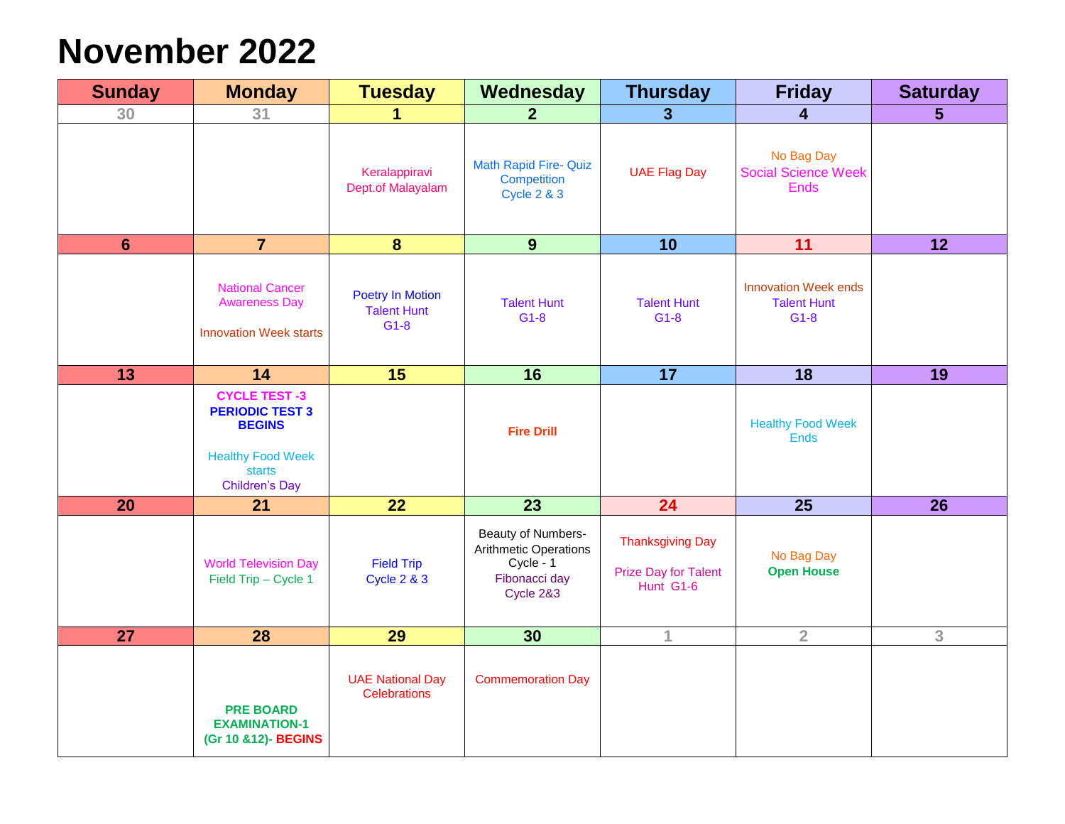# November 2022

| Sunday | Monday | Tuesday | Wednesday | Thursday | Friday | Saturday |
|---|---|---|---|---|---|---|
| 30 | 31 | 1 | 2 | 3 | 4 | 5 |
| | | Keralappiravi Dept.of Malayalam | Math Rapid Fire- Quiz Competition Cycle 2 & 3 | UAE Flag Day | No Bag Day Social Science Week Ends | |
| 6 | 7 | 8 | 9 | 10 | 11 | 12 |
| | National Cancer Awareness Day Innovation Week starts | Poetry In Motion Talent Hunt G1-8 | Talent Hunt G1-8 | Talent Hunt G1-8 | Innovation Week ends Talent Hunt G1-8 | |
| 13 | 14 | 15 | 16 | 17 | 18 | 19 |
| | **CYCLE TEST -3** **PERIODIC TEST 3 BEGINS** Healthy Food Week starts Children's Day | | **Fire Drill** | | Healthy Food Week Ends | |
| 20 | 21 | 22 | 23 | 24 | 25 | 26 |
| | World Television Day Field Trip – Cycle 1 | Field Trip Cycle 2 & 3 | Beauty of Numbers- Arithmetic Operations Cycle - 1 Fibonacci day Cycle 2&3 | Thanksgiving Day Prize Day for Talent Hunt G1-6 | No Bag Day **Open House** | |
| 27 | 28 | 29 | 30 | 1 | 2 | 3 |
| | **PRE BOARD EXAMINATION-1 (Gr 10 &12)- BEGINS** | UAE National Day Celebrations | Commemoration Day | | | |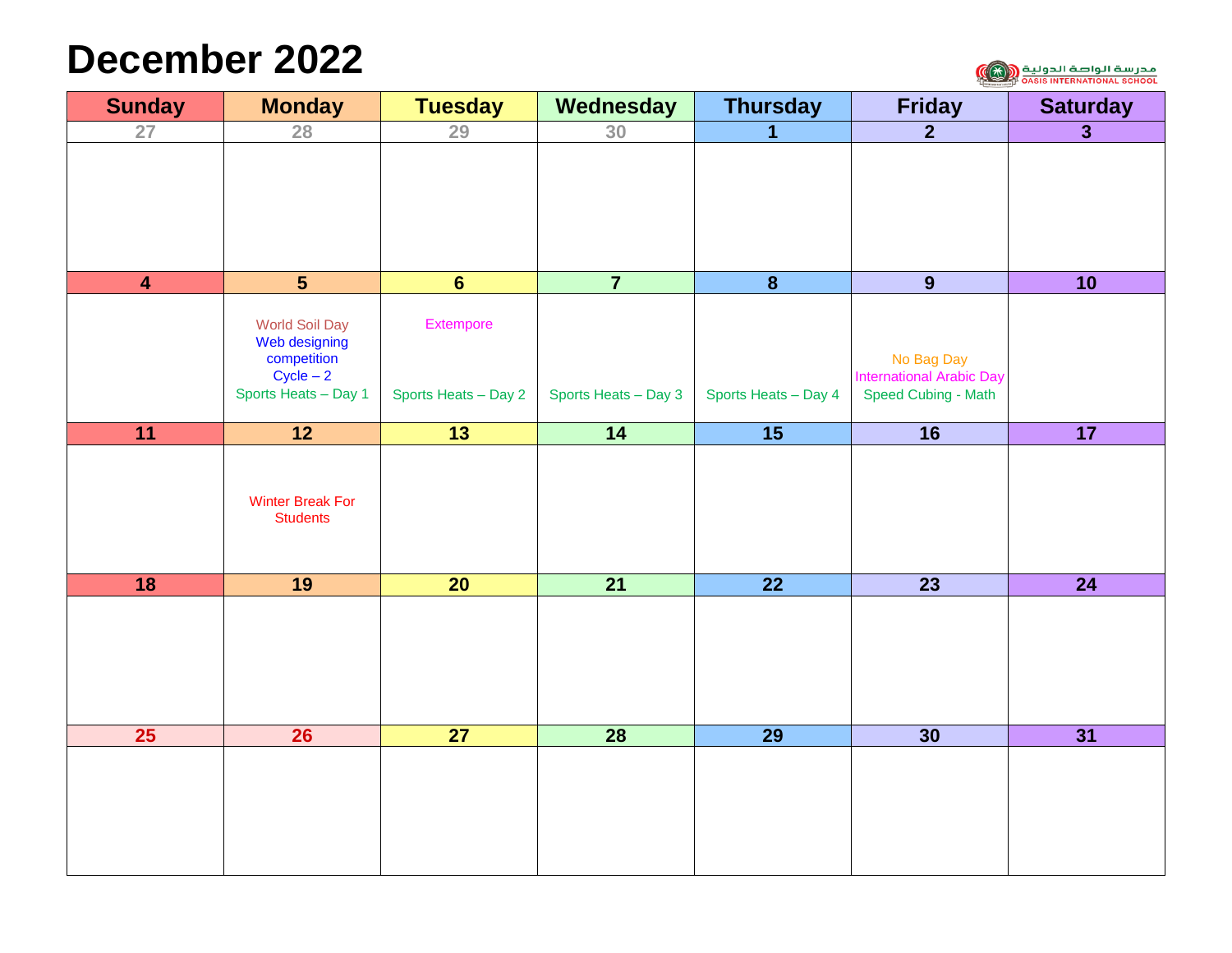# December 2022

مدرسة الواحة الدولية
OASIS INTERNATIONAL SCHOOL

| Sunday | Monday | Tuesday | Wednesday | Thursday | Friday | Saturday |
|---|---|---|---|---|---|---|
| 27 | 28 | 29 | 30 | 1 | 2 | 3 |
| 4 | 5<br>World Soil Day<br>Web designing competition Cycle – 2<br>Sports Heats – Day 1 | 6<br>Extempore<br>Sports Heats – Day 2 | 7<br>Sports Heats – Day 3 | 8<br>Sports Heats – Day 4 | 9<br>No Bag Day<br>International Arabic Day<br>Speed Cubing - Math | 10 |
| 11 | 12<br>Winter Break For Students | 13 | 14 | 15 | 16 | 17 |
| 18 | 19 | 20 | 21 | 22 | 23 | 24 |
| 25 | 26 | 27 | 28 | 29 | 30 | 31 |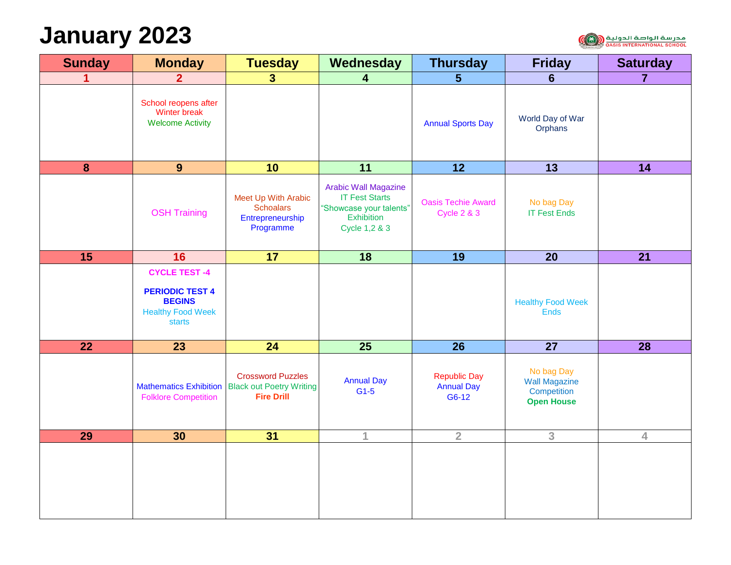# January 2023

مدرسة الواحة الدولية
OASIS INTERNATIONAL SCHOOL

| Sunday | Monday | Tuesday | Wednesday | Thursday | Friday | Saturday |
|---|---|---|---|---|---|---|
| 1 | 2 | 3 | 4 | 5 | 6 | 7 |
| | School reopens after Winter break<br>Welcome Activity | | | Annual Sports Day | World Day of War Orphans | |
| 8 | 9 | 10 | 11 | 12 | 13 | 14 |
| | OSH Training | Meet Up With Arabic Schoalars<br>Entrepreneurship Programme | Arabic Wall Magazine<br>IT Fest Starts<br>"Showcase your talents" Exhibition<br>Cycle 1,2 & 3 | Oasis Techie Award<br>Cycle 2 & 3 | No bag Day<br>IT Fest Ends | |
| 15 | 16 | 17 | 18 | 19 | 20 | 21 |
| | **CYCLE TEST -4**<br>**PERIODIC TEST 4 BEGINS**<br>Healthy Food Week starts | | | | Healthy Food Week Ends | |
| 22 | 23 | 24 | 25 | 26 | 27 | 28 |
| | Mathematics Exhibition<br>Folklore Competition | Crossword Puzzles<br>Black out Poetry Writing<br>**Fire Drill** | Annual Day<br>G1-5 | Republic Day<br>Annual Day<br>G6-12 | No bag Day<br>Wall Magazine Competition<br>**Open House** | |
| 29 | 30 | 31 | 1 | 2 | 3 | 4 |
| | | | | | | |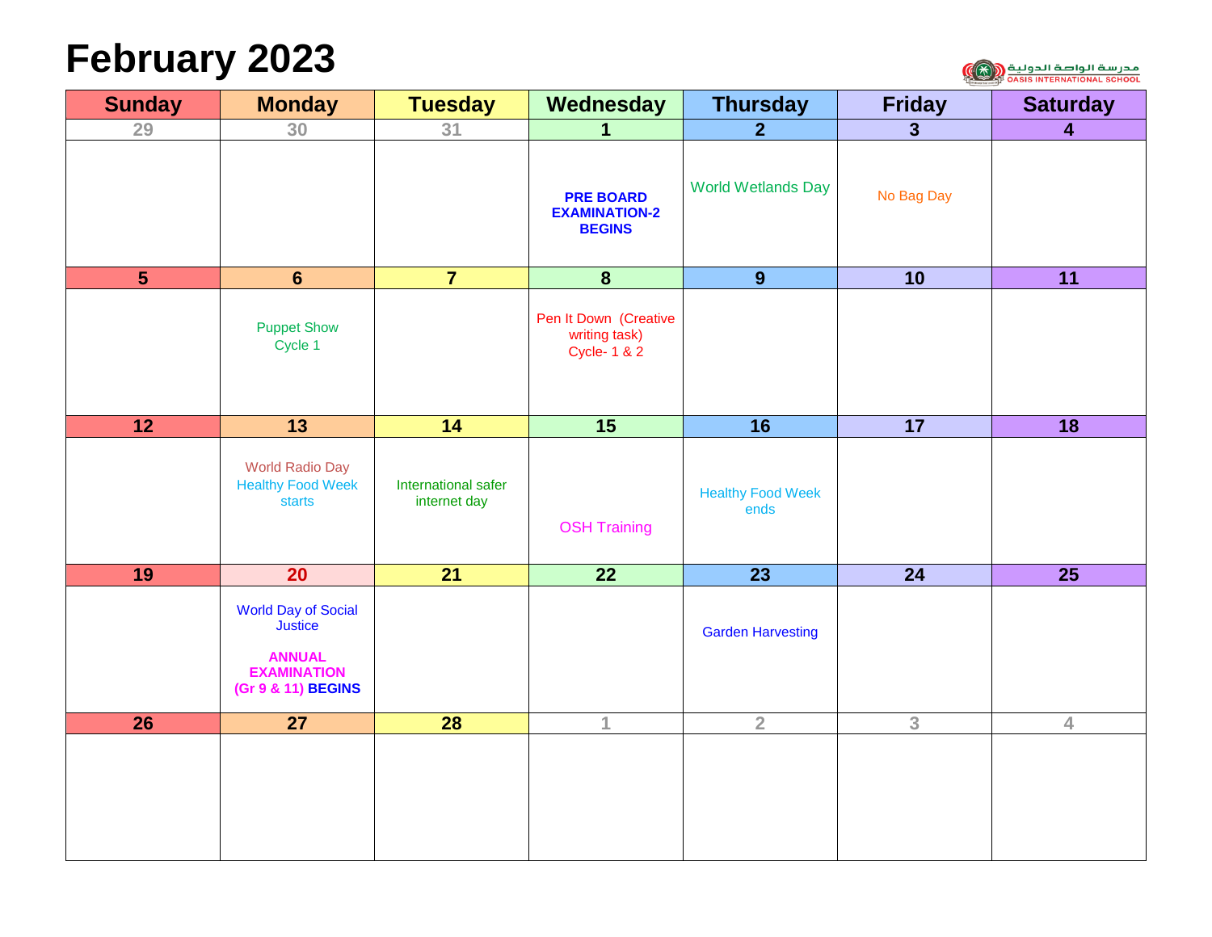# February 2023

مدرسة الواحة الدولية
OASIS INTERNATIONAL SCHOOL

| Sunday | Monday | Tuesday | Wednesday | Thursday | Friday | Saturday |
|---|---|---|---|---|---|---|
| 29 | 30 | 31 | 1 | 2 | 3 | 4 |
| | | | **PRE BOARD EXAMINATION-2 BEGINS** | World Wetlands Day | No Bag Day | |
| 5 | 6 | 7 | 8 | 9 | 10 | 11 |
| | Puppet Show Cycle 1 | | Pen It Down (Creative writing task) Cycle- 1 & 2 | | | |
| 12 | 13 | 14 | 15 | 16 | 17 | 18 |
| | World Radio Day Healthy Food Week starts | International safer internet day | OSH Training | Healthy Food Week ends | | |
| 19 | 20 | 21 | 22 | 23 | 24 | 25 |
| | World Day of Social Justice **ANNUAL EXAMINATION (Gr 9 & 11) BEGINS** | | | Garden Harvesting | | |
| 26 | 27 | 28 | 1 | 2 | 3 | 4 |
| | | | | | | |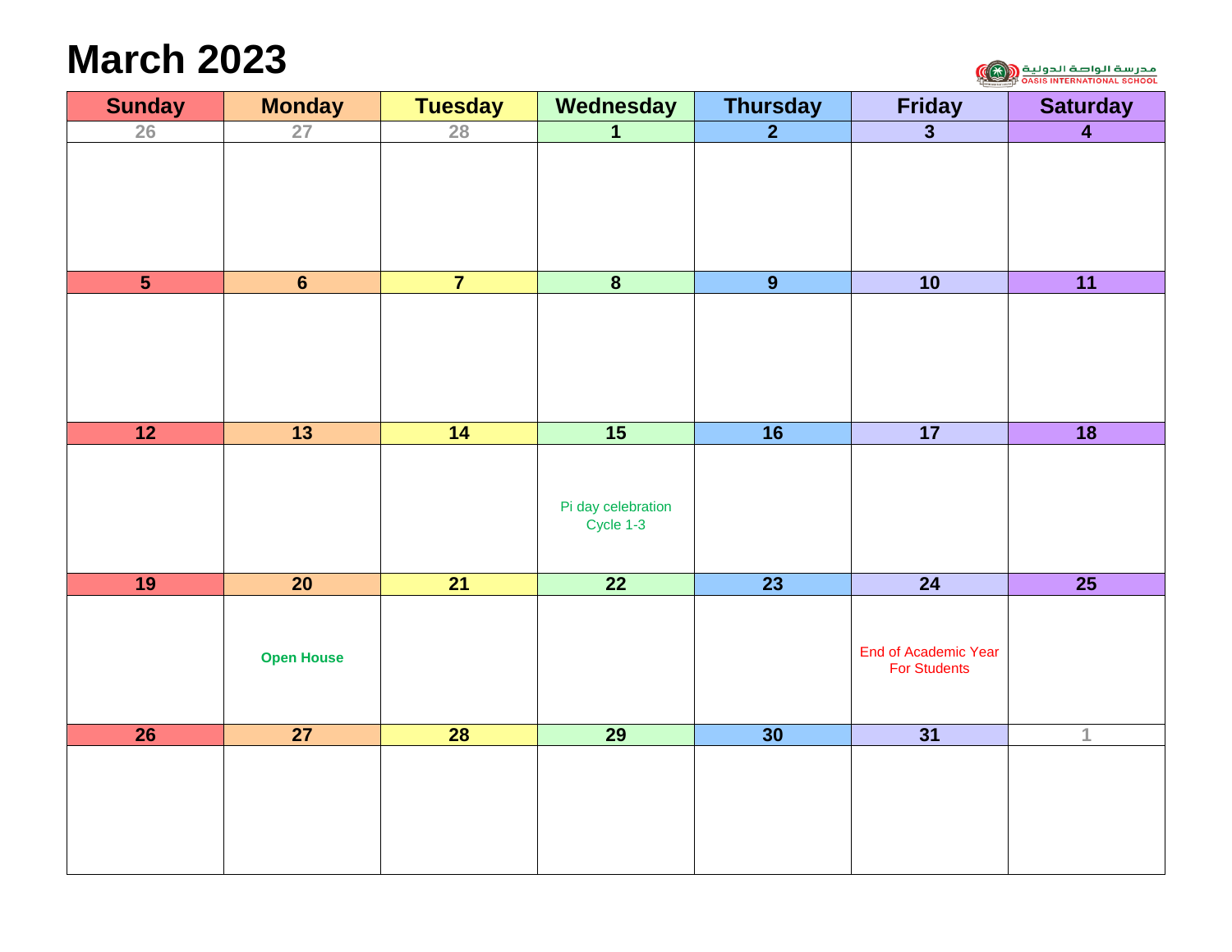# March 2023

مدرسة الواحة الدولية
OASIS INTERNATIONAL SCHOOL

| Sunday | Monday | Tuesday | Wednesday | Thursday | Friday | Saturday |
|---|---|---|---|---|---|---|
| 26 | 27 | 28 | 1 | 2 | 3 | 4 |
| 5 | 6 | 7 | 8 | 9 | 10 | 11 |
| 12 | 13 | 14 | 15<br>Pi day celebration<br>Cycle 1-3 | 16 | 17 | 18 |
| 19 | 20<br>**Open House** | 21 | 22 | 23 | 24<br>End of Academic Year For Students | 25 |
| 26 | 27 | 28 | 29 | 30 | 31 | 1 |